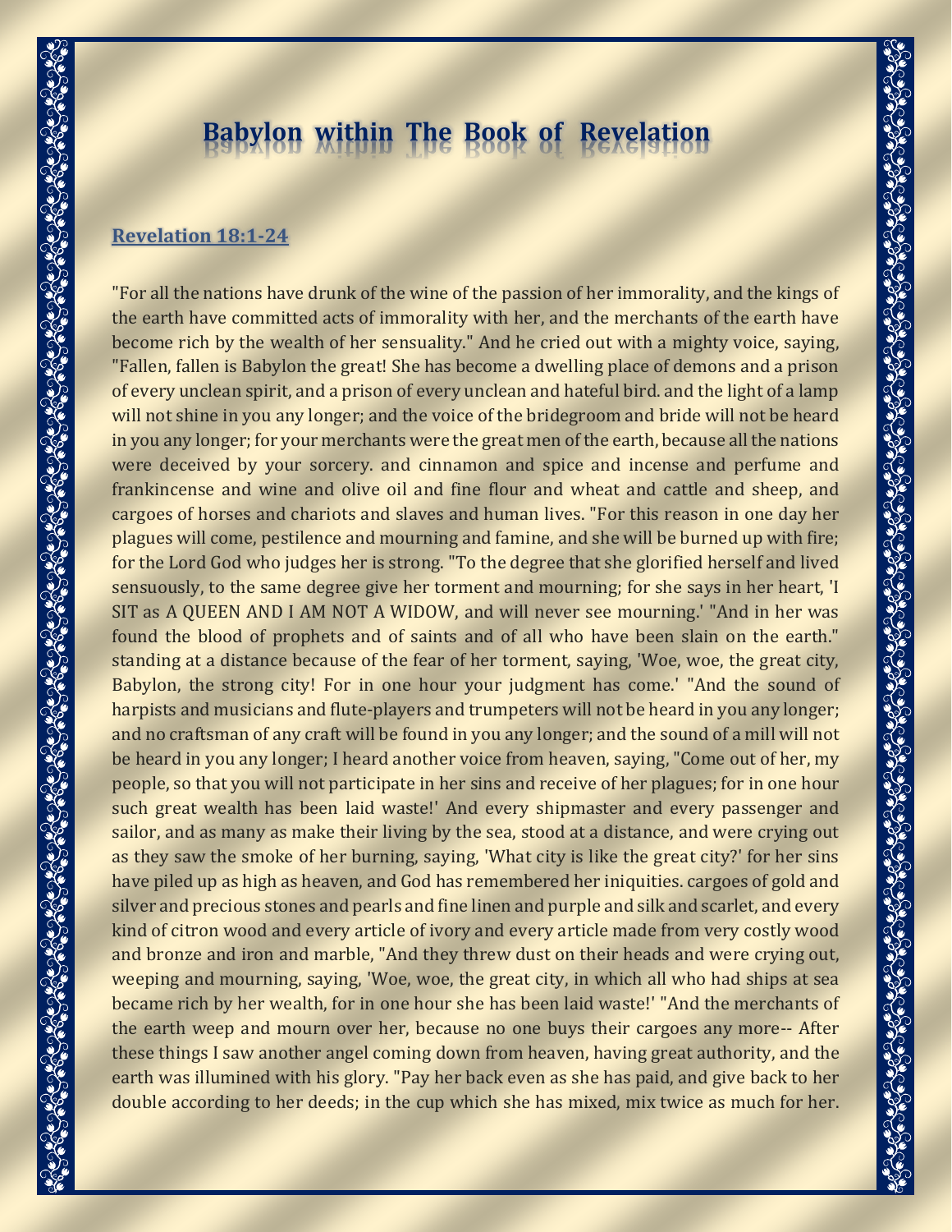# Babylon within The Book of Revelation

**Revelation 18:1-24**

"For all the nations have drunk of the wine of the passion of her immorality, and the kings of the earth have committed acts of immorality with her, and the merchants of the earth have become rich by the wealth of her sensuality." And he cried out with a mighty voice, saying, "Fallen, fallen is Babylon the great! She has become a dwelling place of demons and a prison of every unclean spirit, and a prison of every unclean and hateful bird. and the light of a lamp will not shine in you any longer; and the voice of the bridegroom and bride will not be heard in you any longer; for your merchants were the great men of the earth, because all the nations were deceived by your sorcery. and cinnamon and spice and incense and perfume and frankincense and wine and olive oil and fine flour and wheat and cattle and sheep, and cargoes of horses and chariots and slaves and human lives. "For this reason in one day her plagues will come, pestilence and mourning and famine, and she will be burned up with fire; for the Lord God who judges her is strong. "To the degree that she glorified herself and lived sensuously, to the same degree give her torment and mourning; for she says in her heart, 'I SIT as A QUEEN AND I AM NOT A WIDOW, and will never see mourning.' "And in her was found the blood of prophets and of saints and of all who have been slain on the earth." standing at a distance because of the fear of her torment, saying, 'Woe, woe, the great city, Babylon, the strong city! For in one hour your judgment has come.' "And the sound of harpists and musicians and flute-players and trumpeters will not be heard in you any longer; and no craftsman of any craft will be found in you any longer; and the sound of a mill will not be heard in you any longer; I heard another voice from heaven, saying, "Come out of her, my people, so that you will not participate in her sins and receive of her plagues; for in one hour such great wealth has been laid waste!' And every shipmaster and every passenger and sailor, and as many as make their living by the sea, stood at a distance, and were crying out as they saw the smoke of her burning, saying, 'What city is like the great city?' for her sins have piled up as high as heaven, and God has remembered her iniquities. cargoes of gold and silver and precious stones and pearls and fine linen and purple and silk and scarlet, and every kind of citron wood and every article of ivory and every article made from very costly wood and bronze and iron and marble, "And they threw dust on their heads and were crying out, weeping and mourning, saying, 'Woe, woe, the great city, in which all who had ships at sea became rich by her wealth, for in one hour she has been laid waste!' "And the merchants of the earth weep and mourn over her, because no one buys their cargoes any more-- After these things I saw another angel coming down from heaven, having great authority, and the earth was illumined with his glory. "Pay her back even as she has paid, and give back to her double according to her deeds; in the cup which she has mixed, mix twice as much for her.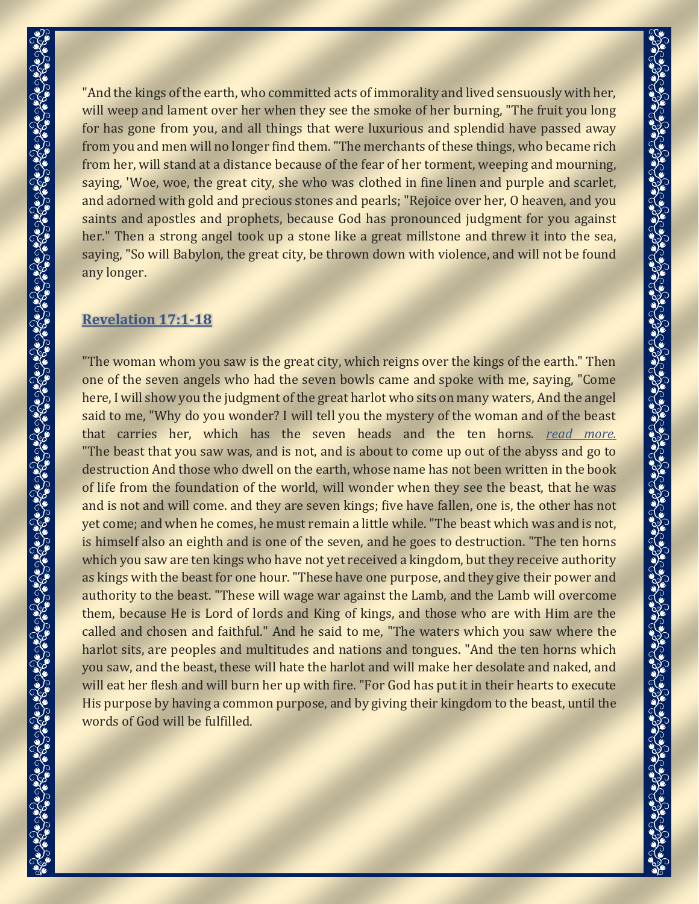"And the kings of the earth, who committed acts of immorality and lived sensuously with her, will weep and lament over her when they see the smoke of her burning, "The fruit you long for has gone from you, and all things that were luxurious and splendid have passed away from you and men will no longer find them. "The merchants of these things, who became rich from her, will stand at a distance because of the fear of her torment, weeping and mourning, saying, 'Woe, woe, the great city, she who was clothed in fine linen and purple and scarlet, and adorned with gold and precious stones and pearls; "Rejoice over her, O heaven, and you saints and apostles and prophets, because God has pronounced judgment for you against her." Then a strong angel took up a stone like a great millstone and threw it into the sea, saying, "So will Babylon, the great city, be thrown down with violence, and will not be found any longer.

## Revelation 17:1-18

"The woman whom you saw is the great city, which reigns over the kings of the earth." Then one of the seven angels who had the seven bowls came and spoke with me, saying, "Come here, I will show you the judgment of the great harlot who sits on many waters, And the angel said to me, "Why do you wonder? I will tell you the mystery of the woman and of the beast that carries her, which has the seven heads and the ten horns. *read more.* "The beast that you saw was, and is not, and is about to come up out of the abyss and go to destruction And those who dwell on the earth, whose name has not been written in the book of life from the foundation of the world, will wonder when they see the beast, that he was and is not and will come. and they are seven kings; five have fallen, one is, the other has not yet come; and when he comes, he must remain a little while. "The beast which was and is not, is himself also an eighth and is one of the seven, and he goes to destruction. "The ten horns which you saw are ten kings who have not yet received a kingdom, but they receive authority as kings with the beast for one hour. "These have one purpose, and they give their power and authority to the beast. "These will wage war against the Lamb, and the Lamb will overcome them, because He is Lord of lords and King of kings, and those who are with Him are the called and chosen and faithful." And he said to me, "The waters which you saw where the harlot sits, are peoples and multitudes and nations and tongues. "And the ten horns which you saw, and the beast, these will hate the harlot and will make her desolate and naked, and will eat her flesh and will burn her up with fire. "For God has put it in their hearts to execute His purpose by having a common purpose, and by giving their kingdom to the beast, until the words of God will be fulfilled.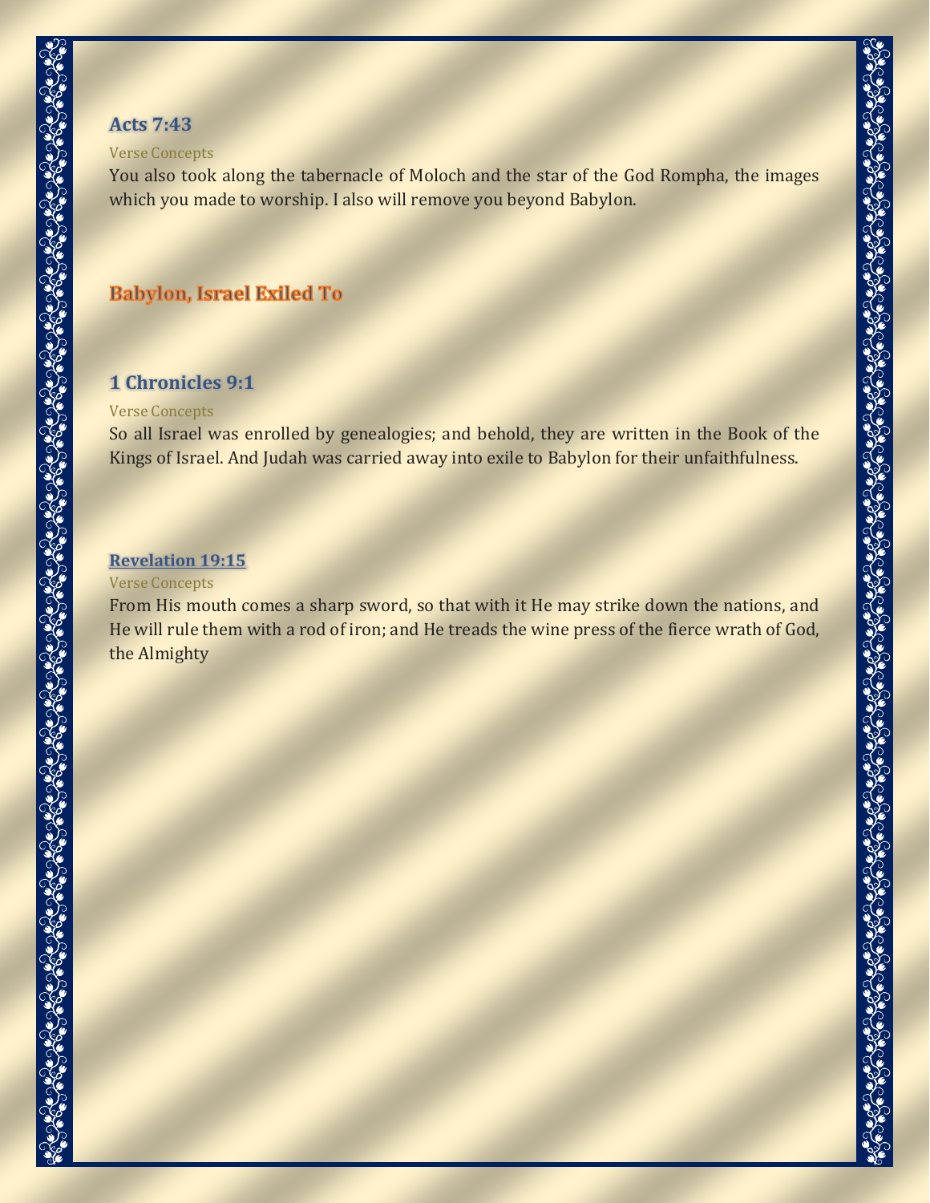### Acts 7:43

Verse Concepts

You also took along the tabernacle of Moloch and the star of the God Rompha, the images which you made to worship. I also will remove you beyond Babylon.

## Babylon, Israel Exiled To

### 1 Chronicles 9:1

Verse Concepts

So all Israel was enrolled by genealogies; and behold, they are written in the Book of the Kings of Israel. And Judah was carried away into exile to Babylon for their unfaithfulness.

### Revelation 19:15

Verse Concepts

From His mouth comes a sharp sword, so that with it He may strike down the nations, and He will rule them with a rod of iron; and He treads the wine press of the fierce wrath of God, the Almighty